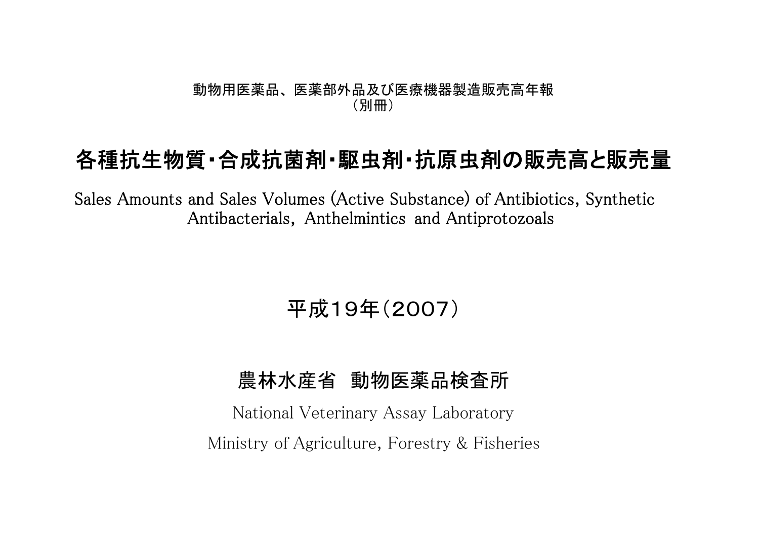動物用医薬品、医薬部外品及び医療機器製造販売高年報
（別冊）

# 各種抗生物質・合成抗菌剤・駆虫剤・抗原虫剤の販売高と販売量

Sales Amounts and Sales Volumes (Active Substance) of Antibiotics, Synthetic Antibacterials, Anthelmintics and Antiprotozoals

## 平成19年（2007）

## 農林水産省　動物医薬品検査所

National Veterinary Assay Laboratory

Ministry of Agriculture, Forestry & Fisheries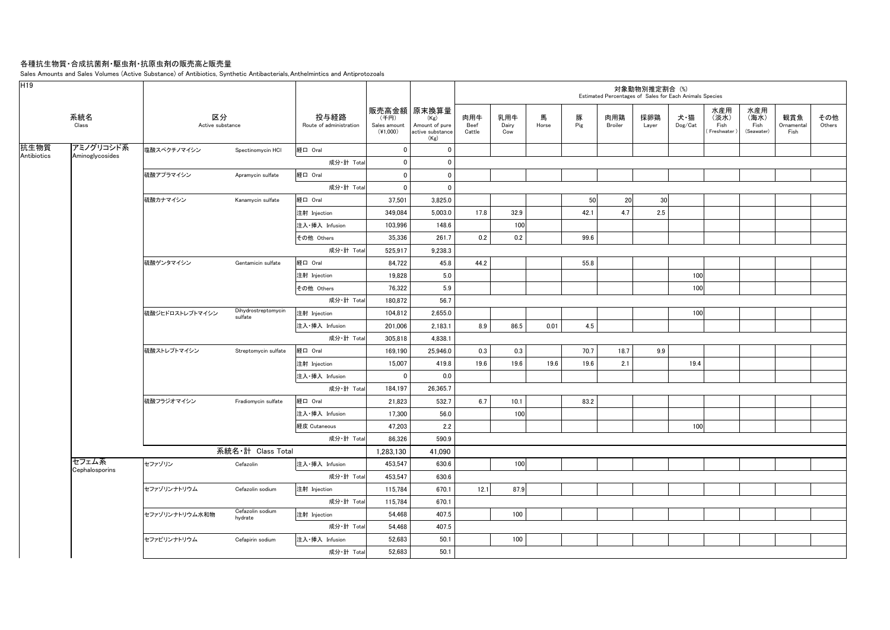| H19 系統名 Class | | 区分 Active substance | | 投与経路 Route of administration | 販売高金額 (千円) Sales amount (¥1,000) | 原末換算量 (Kg) Amount of pure active substance (Kg) | 対象動物別推定割合 (%) Estimated Percentages of Sales for Each Animals Species | | | | | | | | | | |
|---|---|---|---|---|---|---|---|---|---|---|---|---|---|---|---|---|---|
| | | | | | | | 肉用牛 Beef Cattle | 乳用牛 Dairy Cow | 馬 Horse | 豚 Pig | 肉用鶏 Broiler | 採卵鶏 Layer | 犬・猫 Dog/Cat | 水産用(淡水) Fish (Freshwater) | 水産用(海水) Fish (Seawater) | 観賞魚 Ornamental Fish | その他 Others |
| 抗生物質 Antibiotics | アミノグリコシド系 Aminoglycosides | 塩酸スペクチノマイシン | Spectinomycin HCl | 経口 Oral | 0 | 0 | | | | | | | | | | | |
| | | | | 成分・計 Total | 0 | 0 | | | | | | | | | | | |
| | | 硫酸アプラマイシン | Apramycin sulfate | 経口 Oral | 0 | 0 | | | | | | | | | | | |
| | | | | 成分・計 Total | 0 | 0 | | | | | | | | | | | |
| | | 硫酸カナマイシン | Kanamycin sulfate | 経口 Oral | 37,501 | 3,825.0 | | | | 50 | 20 | 30 | | | | | |
| | | | | 注射 Injection | 349,084 | 5,003.0 | 17.8 | 32.9 | | 42.1 | 4.7 | 2.5 | | | | | |
| | | | | 注入・挿入 Infusion | 103,996 | 148.6 | | 100 | | | | | | | | | |
| | | | | その他 Others | 35,336 | 261.7 | 0.2 | 0.2 | | 99.6 | | | | | | | |
| | | | | 成分・計 Total | 525,917 | 9,238.3 | | | | | | | | | | | |
| | | 硫酸ゲンタマイシン | Gentamicin sulfate | 経口 Oral | 84,722 | 45.8 | 44.2 | | | 55.8 | | | | | | | |
| | | | | 注射 Injection | 19,828 | 5.0 | | | | | | | 100 | | | | |
| | | | | その他 Others | 76,322 | 5.9 | | | | | | | 100 | | | | |
| | | | | 成分・計 Total | 180,872 | 56.7 | | | | | | | | | | | |
| | | 硫酸ジヒドロストレプトマイシン | Dihydrostreptomycin sulfate | 注射 Injection | 104,812 | 2,655.0 | | | | | | | 100 | | | | |
| | | | | 注入・挿入 Infusion | 201,006 | 2,183.1 | 8.9 | 86.5 | 0.01 | 4.5 | | | | | | | |
| | | | | 成分・計 Total | 305,818 | 4,838.1 | | | | | | | | | | | |
| | | 硫酸ストレプトマイシン | Streptomycin sulfate | 経口 Oral | 169,190 | 25,946.0 | 0.3 | 0.3 | | 70.7 | 18.7 | 9.9 | | | | | |
| | | | | 注射 Injection | 15,007 | 419.8 | 19.6 | 19.6 | 19.6 | 19.6 | 2.1 | | 19.4 | | | | |
| | | | | 注入・挿入 Infusion | 0 | 0.0 | | | | | | | | | | | |
| | | | | 成分・計 Total | 184,197 | 26,365.7 | | | | | | | | | | | |
| | | 硫酸フラジオマイシン | Fradiomycin sulfate | 経口 Oral | 21,823 | 532.7 | 6.7 | 10.1 | | 83.2 | | | | | | | |
| | | | | 注入・挿入 Infusion | 17,300 | 56.0 | | 100 | | | | | | | | | |
| | | | | 経皮 Cutaneous | 47,203 | 2.2 | | | | | | | 100 | | | | |
| | | | | 成分・計 Total | 86,326 | 590.9 | | | | | | | | | | | |
| | | 系統名・計 Class Total | | | 1,283,130 | 41,090 | | | | | | | | | | | |
| | セフェム系 Cephalosporins | セファゾリン | Cefazolin | 注入・挿入 Infusion | 453,547 | 630.6 | | 100 | | | | | | | | | |
| | | | | 成分・計 Total | 453,547 | 630.6 | | | | | | | | | | | |
| | | セファゾリンナトリウム | Cefazolin sodium | 注射 Injection | 115,784 | 670.1 | 12.1 | 87.9 | | | | | | | | | |
| | | | | 成分・計 Total | 115,784 | 670.1 | | | | | | | | | | | |
| | | セファゾリンナトリウム水和物 | Cefazolin sodium hydrate | 注射 Injection | 54,468 | 407.5 | | 100 | | | | | | | | | |
| | | | | 成分・計 Total | 54,468 | 407.5 | | | | | | | | | | | |
| | | セファピリンナトリウム | Cefapirin sodium | 注入・挿入 Infusion | 52,683 | 50.1 | | 100 | | | | | | | | | |
| | | | | 成分・計 Total | 52,683 | 50.1 | | | | | | | | | | | |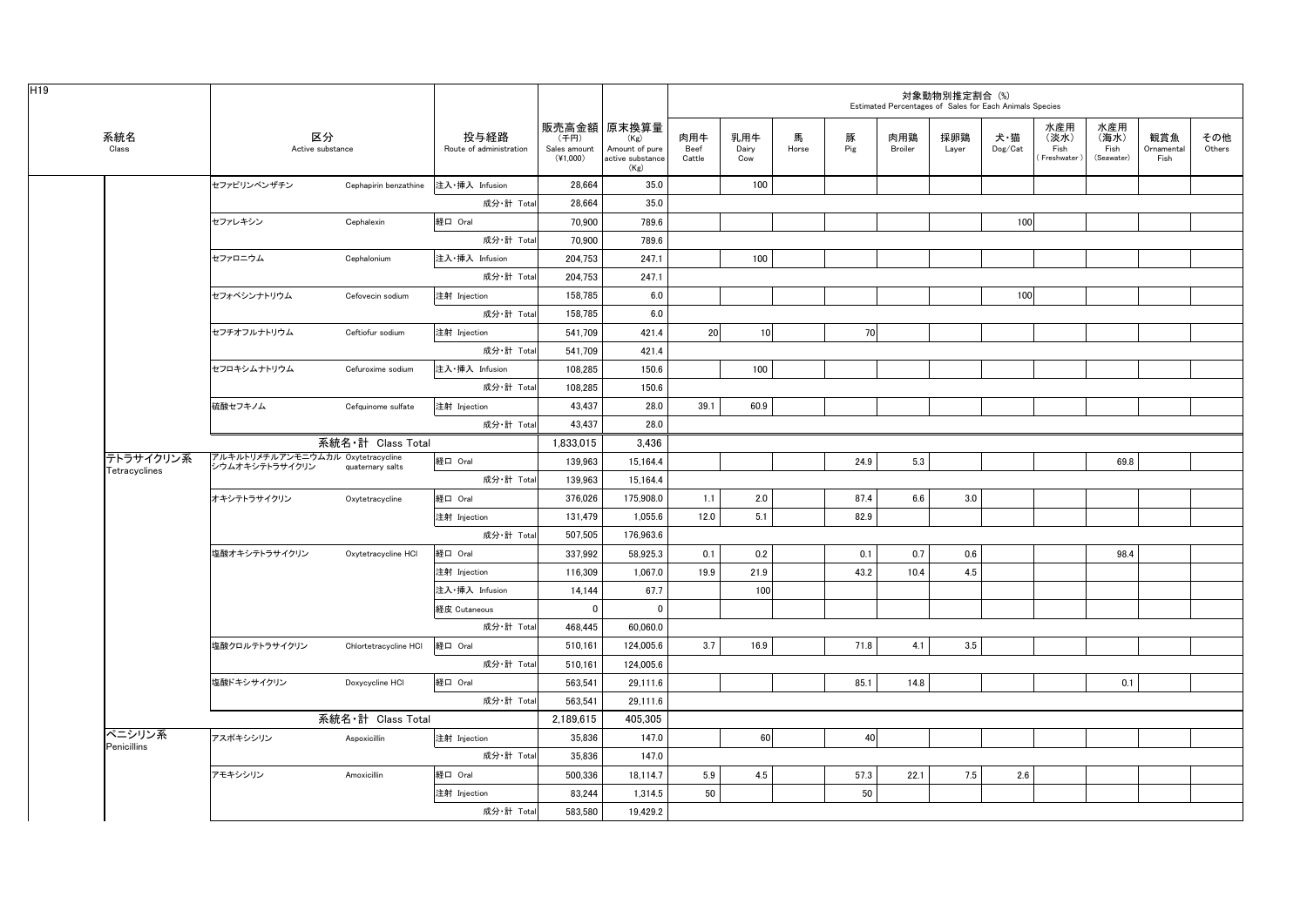H19

| 系統名 Class | 区分 Active substance | | 投与経路 Route of administration | 販売高金額 (千円) Sales amount (¥1,000) | 原末換算量 (Kg) Amount of pure active substance (Kg) | 対象動物別推定割合 (%) Estimated Percentages of Sales for Each Animals Species | | | | | | | | | | |
|---|---|---|---|---|---|---|---|---|---|---|---|---|---|---|---|---|
| | | | | | | 肉用牛 Beef Cattle | 乳用牛 Dairy Cow | 馬 Horse | 豚 Pig | 肉用鶏 Broiler | 採卵鶏 Layer | 犬・猫 Dog/Cat | 水産用（淡水）Fish (Freshwater) | 水産用（海水）Fish (Seawater) | 観賞魚 Ornamental Fish | その他 Others |
| | セファピリンベンザチン | Cephapirin benzathine | 注入・挿入 Infusion | 28,664 | 35.0 | | 100 | | | | | | | | | |
| | | | 成分・計 Total | 28,664 | 35.0 | | | | | | | | | | | |
| | セファレキシン | Cephalexin | 経口 Oral | 70,900 | 789.6 | | | | | | | 100 | | | | |
| | | | 成分・計 Total | 70,900 | 789.6 | | | | | | | | | | | |
| | セファロニウム | Cephalonium | 注入・挿入 Infusion | 204,753 | 247.1 | | 100 | | | | | | | | | |
| | | | 成分・計 Total | 204,753 | 247.1 | | | | | | | | | | | |
| | セフォベシンナトリウム | Cefovecin sodium | 注射 Injection | 158,785 | 6.0 | | | | | | | 100 | | | | |
| | | | 成分・計 Total | 158,785 | 6.0 | | | | | | | | | | | |
| | セフチオフルナトリウム | Ceftiofur sodium | 注射 Injection | 541,709 | 421.4 | 20 | 10 | | 70 | | | | | | | |
| | | | 成分・計 Total | 541,709 | 421.4 | | | | | | | | | | | |
| | セフロキシムナトリウム | Cefuroxime sodium | 注入・挿入 Infusion | 108,285 | 150.6 | | 100 | | | | | | | | | |
| | | | 成分・計 Total | 108,285 | 150.6 | | | | | | | | | | | |
| | 硫酸セフキノム | Cefquinome sulfate | 注射 Injection | 43,437 | 28.0 | 39.1 | 60.9 | | | | | | | | | |
| | | | 成分・計 Total | 43,437 | 28.0 | | | | | | | | | | | |
| | 系統名・計 Class Total | | | 1,833,015 | 3,436 | | | | | | | | | | | |
| テトラサイクリン系 Tetracyclines | アルキルトリメチルアンモニウムカルシウムオキシテトラサイクリン | Oxytetracycline quaternary salts | 経口 Oral | 139,963 | 15,164.4 | | | | 24.9 | 5.3 | | | | 69.8 | | |
| | | | 成分・計 Total | 139,963 | 15,164.4 | | | | | | | | | | | |
| | オキシテトラサイクリン | Oxytetracycline | 経口 Oral | 376,026 | 175,908.0 | 1.1 | 2.0 | | 87.4 | 6.6 | 3.0 | | | | | |
| | | | 注射 Injection | 131,479 | 1,055.6 | 12.0 | 5.1 | | 82.9 | | | | | | | |
| | | | 成分・計 Total | 507,505 | 176,963.6 | | | | | | | | | | | |
| | 塩酸オキシテトラサイクリン | Oxytetracycline HCl | 経口 Oral | 337,992 | 58,925.3 | 0.1 | 0.2 | | 0.1 | 0.7 | 0.6 | | | 98.4 | | |
| | | | 注射 Injection | 116,309 | 1,067.0 | 19.9 | 21.9 | | 43.2 | 10.4 | 4.5 | | | | | |
| | | | 注入・挿入 Infusion | 14,144 | 67.7 | | 100 | | | | | | | | | |
| | | | 経皮 Cutaneous | 0 | 0 | | | | | | | | | | | |
| | | | 成分・計 Total | 468,445 | 60,060.0 | | | | | | | | | | | |
| | 塩酸クロルテトラサイクリン | Chlortetracycline HCl | 経口 Oral | 510,161 | 124,005.6 | 3.7 | 16.9 | | 71.8 | 4.1 | 3.5 | | | | | |
| | | | 成分・計 Total | 510,161 | 124,005.6 | | | | | | | | | | | |
| | 塩酸ドキシサイクリン | Doxycycline HCl | 経口 Oral | 563,541 | 29,111.6 | | | | 85.1 | 14.8 | | | | 0.1 | | |
| | | | 成分・計 Total | 563,541 | 29,111.6 | | | | | | | | | | | |
| | 系統名・計 Class Total | | | 2,189,615 | 405,305 | | | | | | | | | | | |
| ペニシリン系 Penicillins | アスポキシシリン | Aspoxicillin | 注射 Injection | 35,836 | 147.0 | | 60 | | 40 | | | | | | | |
| | | | 成分・計 Total | 35,836 | 147.0 | | | | | | | | | | | |
| | アモキシシリン | Amoxicillin | 経口 Oral | 500,336 | 18,114.7 | 5.9 | 4.5 | | 57.3 | 22.1 | 7.5 | 2.6 | | | | |
| | | | 注射 Injection | 83,244 | 1,314.5 | 50 | | | 50 | | | | | | | |
| | | | 成分・計 Total | 583,580 | 19,429.2 | | | | | | | | | | | |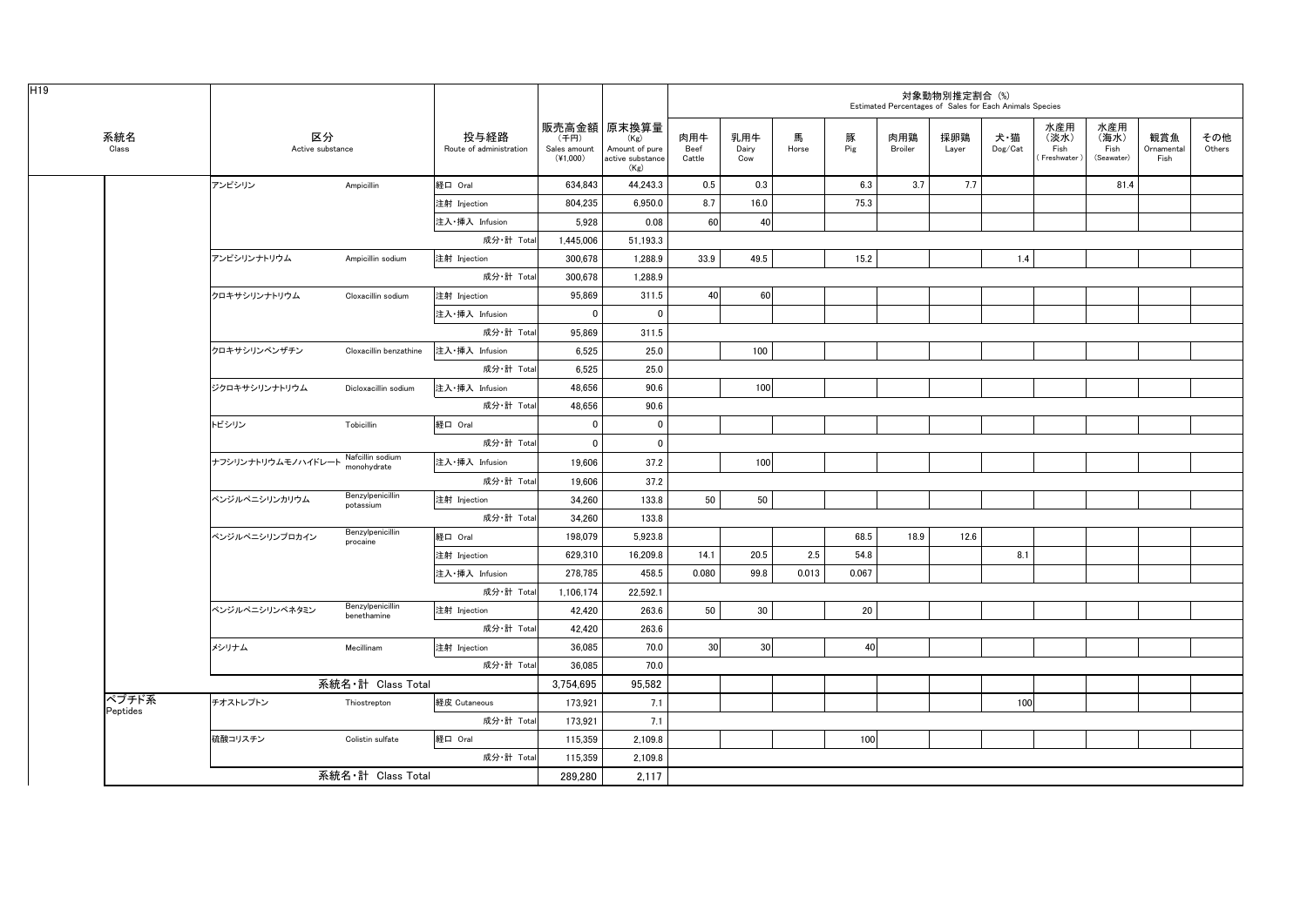H19

| 系統名 Class | 区分 Active substance | | 投与経路 Route of administration | 販売高金額 (千円) Sales amount (¥1,000) | 原末換算量 (Kg) Amount of pure active substance (Kg) | 対象動物別推定割合 (%) Estimated Percentages of Sales for Each Animals Species | | | | | | | | | | |
|---|---|---|---|---|---|---|---|---|---|---|---|---|---|---|---|---|
| | | | | | | 肉用牛 Beef Cattle | 乳用牛 Dairy Cow | 馬 Horse | 豚 Pig | 肉用鶏 Broiler | 採卵鶏 Layer | 犬・猫 Dog/Cat | 水産用 (淡水) Fish (Freshwater) | 水産用 (海水) Fish (Seawater) | 観賞魚 Ornamental Fish | その他 Others |
| | アンピシリン | Ampicillin | 経口 Oral | 634,843 | 44,243.3 | 0.5 | 0.3 | | 6.3 | 3.7 | 7.7 | | | 81.4 | | |
| | | | 注射 Injection | 804,235 | 6,950.0 | 8.7 | 16.0 | | 75.3 | | | | | | | |
| | | | 注入・挿入 Infusion | 5,928 | 0.08 | 60 | 40 | | | | | | | | | |
| | | | 成分・計 Total | 1,445,006 | 51,193.3 | | | | | | | | | | | |
| | アンピシリンナトリウム | Ampicillin sodium | 注射 Injection | 300,678 | 1,288.9 | 33.9 | 49.5 | | 15.2 | | | 1.4 | | | | |
| | | | 成分・計 Total | 300,678 | 1,288.9 | | | | | | | | | | | |
| | クロキサシリンナトリウム | Cloxacillin sodium | 注射 Injection | 95,869 | 311.5 | 40 | 60 | | | | | | | | | |
| | | | 注入・挿入 Infusion | 0 | 0 | | | | | | | | | | | |
| | | | 成分・計 Total | 95,869 | 311.5 | | | | | | | | | | | |
| | クロキサシリンベンザチン | Cloxacillin benzathine | 注入・挿入 Infusion | 6,525 | 25.0 | | 100 | | | | | | | | | |
| | | | 成分・計 Total | 6,525 | 25.0 | | | | | | | | | | | |
| | ジクロキサシリンナトリウム | Dicloxacillin sodium | 注入・挿入 Infusion | 48,656 | 90.6 | | 100 | | | | | | | | | |
| | | | 成分・計 Total | 48,656 | 90.6 | | | | | | | | | | | |
| | トビシリン | Tobicillin | 経口 Oral | 0 | 0 | | | | | | | | | | | |
| | | | 成分・計 Total | 0 | 0 | | | | | | | | | | | |
| | ナフシリンナトリウムモノハイドレート | Nafcillin sodium monohydrate | 注入・挿入 Infusion | 19,606 | 37.2 | | 100 | | | | | | | | | |
| | | | 成分・計 Total | 19,606 | 37.2 | | | | | | | | | | | |
| | ベンジルペニシリンカリウム | Benzylpenicillin potassium | 注射 Injection | 34,260 | 133.8 | 50 | 50 | | | | | | | | | |
| | | | 成分・計 Total | 34,260 | 133.8 | | | | | | | | | | | |
| | ベンジルペニシリンプロカイン | Benzylpenicillin procaine | 経口 Oral | 198,079 | 5,923.8 | | | | 68.5 | 18.9 | 12.6 | | | | | |
| | | | 注射 Injection | 629,310 | 16,209.8 | 14.1 | 20.5 | 2.5 | 54.8 | | | 8.1 | | | | |
| | | | 注入・挿入 Infusion | 278,785 | 458.5 | 0.080 | 99.8 | 0.013 | 0.067 | | | | | | | |
| | | | 成分・計 Total | 1,106,174 | 22,592.1 | | | | | | | | | | | |
| | ベンジルペニシリンベネタミン | Benzylpenicillin benethamine | 注射 Injection | 42,420 | 263.6 | 50 | 30 | | 20 | | | | | | | |
| | | | 成分・計 Total | 42,420 | 263.6 | | | | | | | | | | | |
| | メシリナム | Mecillinam | 注射 Injection | 36,085 | 70.0 | 30 | 30 | | 40 | | | | | | | |
| | | | 成分・計 Total | 36,085 | 70.0 | | | | | | | | | | | |
| | 系統名・計 Class Total | | | 3,754,695 | 95,582 | | | | | | | | | | | |
| ペプチド系 Peptides | チオストレプトン | Thiostrepton | 経皮 Cutaneous | 173,921 | 7.1 | | | | | | | 100 | | | | |
| | | | 成分・計 Total | 173,921 | 7.1 | | | | | | | | | | | |
| | 硫酸コリスチン | Colistin sulfate | 経口 Oral | 115,359 | 2,109.8 | | | | 100 | | | | | | | |
| | | | 成分・計 Total | 115,359 | 2,109.8 | | | | | | | | | | | |
| | 系統名・計 Class Total | | | 289,280 | 2,117 | | | | | | | | | | | |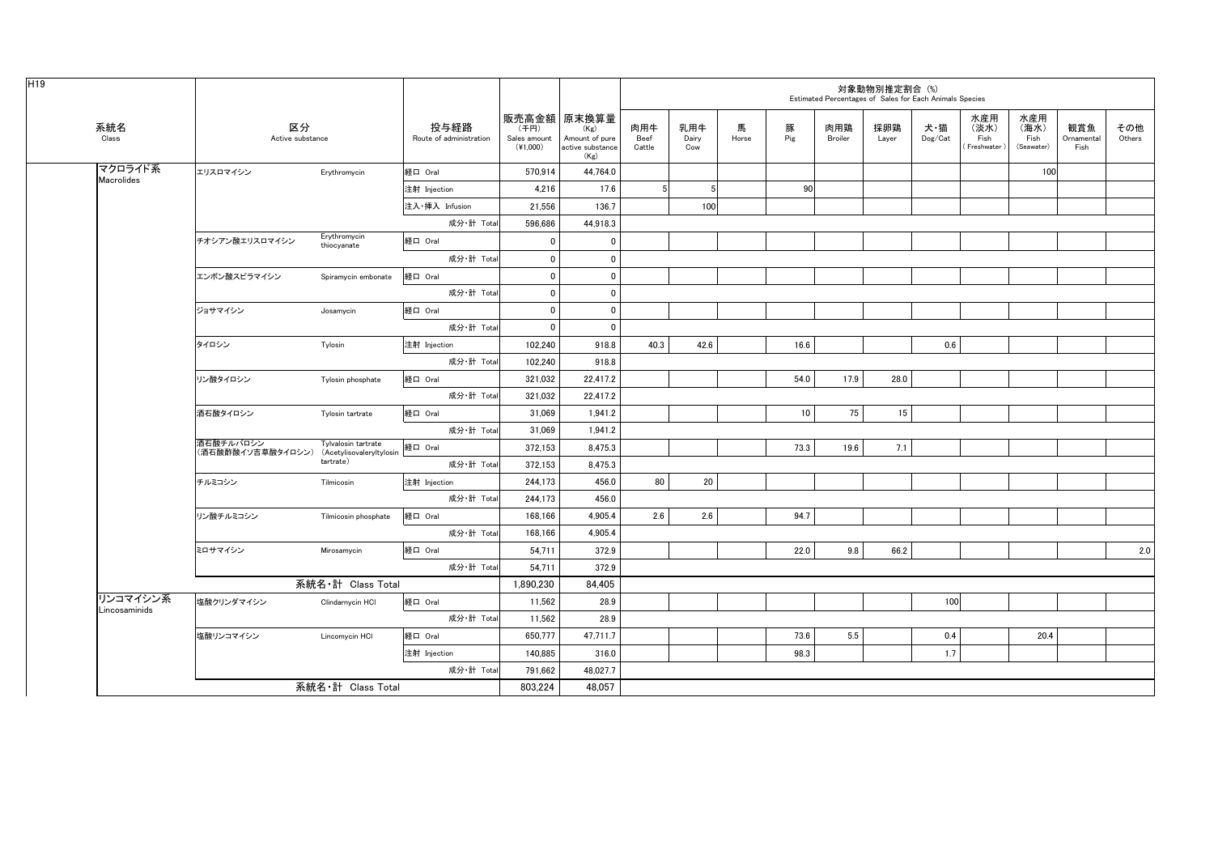H19

| 系統名 Class | 区分 Active substance | | 投与経路 Route of administration | 販売高金額 (千円) Sales amount (¥1,000) | 原末換算量 (Kg) Amount of pure active substance (Kg) | 対象動物別推定割合 (%) Estimated Percentages of Sales for Each Animals Species | | | | | | | | | | |
|---|---|---|---|---|---|---|---|---|---|---|---|---|---|---|---|---|
| | | | | | | 肉用牛 Beef Cattle | 乳用牛 Dairy Cow | 馬 Horse | 豚 Pig | 肉用鶏 Broiler | 採卵鶏 Layer | 犬・猫 Dog/Cat | 水産用（淡水） Fish (Freshwater) | 水産用（海水） Fish (Seawater) | 観賞魚 Ornamental Fish | その他 Others |
| マクロライド系 Macrolides | エリスロマイシン | Erythromycin | 経口 Oral | 570,914 | 44,764.0 | | | | | | | | | 100 | | |
| | | | 注射 Injection | 4,216 | 17.6 | 5 | 5 | | 90 | | | | | | | |
| | | | 注入・挿入 Infusion | 21,556 | 136.7 | | 100 | | | | | | | | | |
| | | | 成分・計 Total | 596,686 | 44,918.3 | | | | | | | | | | | |
| | チオシアン酸エリスロマイシン | Erythromycin thiocyanate | 経口 Oral | 0 | 0 | | | | | | | | | | | |
| | | | 成分・計 Total | 0 | 0 | | | | | | | | | | | |
| | エンボン酸スピラマイシン | Spiramycin embonate | 経口 Oral | 0 | 0 | | | | | | | | | | | |
| | | | 成分・計 Total | 0 | 0 | | | | | | | | | | | |
| | ジョサマイシン | Josamycin | 経口 Oral | 0 | 0 | | | | | | | | | | | |
| | | | 成分・計 Total | 0 | 0 | | | | | | | | | | | |
| | タイロシン | Tylosin | 注射 Injection | 102,240 | 918.8 | 40.3 | 42.6 | | 16.6 | | | 0.6 | | | | |
| | | | 成分・計 Total | 102,240 | 918.8 | | | | | | | | | | | |
| | リン酸タイロシン | Tylosin phosphate | 経口 Oral | 321,032 | 22,417.2 | | | | 54.0 | 17.9 | 28.0 | | | | | |
| | | | 成分・計 Total | 321,032 | 22,417.2 | | | | | | | | | | | |
| | 酒石酸タイロシン | Tylosin tartrate | 経口 Oral | 31,069 | 1,941.2 | | | | 10 | 75 | 15 | | | | | |
| | | | 成分・計 Total | 31,069 | 1,941.2 | | | | | | | | | | | |
| | 酒石酸チルバロシン（酒石酸酢酸イソ吉草酸タイロシン） | Tylvalosin tartrate (Acetylisovaleryltylosin tartrate) | 経口 Oral | 372,153 | 8,475.3 | | | | 73.3 | 19.6 | 7.1 | | | | | |
| | | | 成分・計 Total | 372,153 | 8,475.3 | | | | | | | | | | | |
| | チルミコシン | Tilmicosin | 注射 Injection | 244,173 | 456.0 | 80 | 20 | | | | | | | | | |
| | | | 成分・計 Total | 244,173 | 456.0 | | | | | | | | | | | |
| | リン酸チルミコシン | Tilmicosin phosphate | 経口 Oral | 168,166 | 4,905.4 | 2.6 | 2.6 | | 94.7 | | | | | | | |
| | | | 成分・計 Total | 168,166 | 4,905.4 | | | | | | | | | | | |
| | ミロサマイシン | Mirosamycin | 経口 Oral | 54,711 | 372.9 | | | | 22.0 | 9.8 | 66.2 | | | | | 2.0 |
| | | | 成分・計 Total | 54,711 | 372.9 | | | | | | | | | | | |
| | 系統名・計 Class Total | | | 1,890,230 | 84,405 | | | | | | | | | | | |
| リンコマイシン系 Lincosaminids | 塩酸クリンダマイシン | Clindarnycin HCl | 経口 Oral | 11,562 | 28.9 | | | | | | | 100 | | | | |
| | | | 成分・計 Total | 11,562 | 28.9 | | | | | | | | | | | |
| | 塩酸リンコマイシン | Lincomycin HCl | 経口 Oral | 650,777 | 47,711.7 | | | | 73.6 | 5.5 | | 0.4 | | 20.4 | | |
| | | | 注射 Injection | 140,885 | 316.0 | | | | 98.3 | | | 1.7 | | | | |
| | | | 成分・計 Total | 791,662 | 48,027.7 | | | | | | | | | | | |
| | 系統名・計 Class Total | | | 803,224 | 48,057 | | | | | | | | | | | |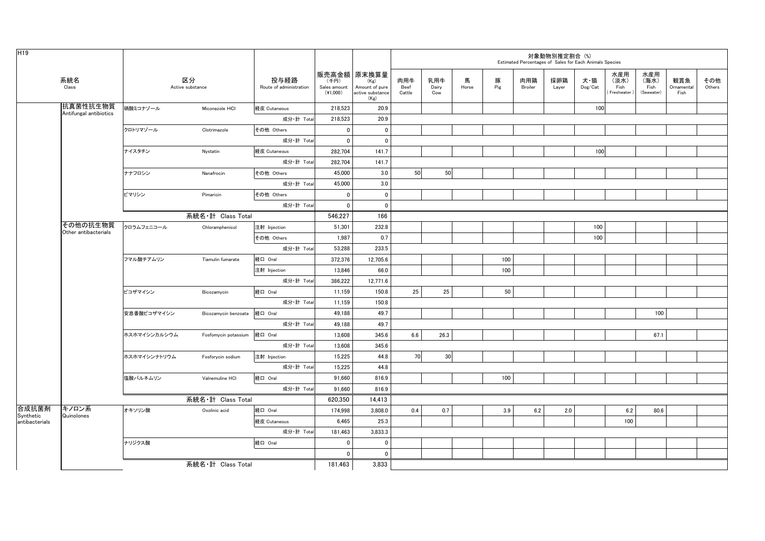H19

| 系統名 Class | | 区分 Active substance | | 投与経路 Route of administration | 販売高金額 (千円) Sales amount (¥1,000) | 原末換算量 (Kg) Amount of pure active substance (Kg) | 対象動物別推定割合 (%) Estimated Percentages of Sales for Each Animals Species | | | | | | | | | | |
|---|---|---|---|---|---|---|---|---|---|---|---|---|---|---|---|---|---|
| | | | | | | | 肉用牛 Beef Cattle | 乳用牛 Dairy Cow | 馬 Horse | 豚 Pig | 肉用鶏 Broiler | 採卵鶏 Layer | 犬・猫 Dog/Cat | 水産用（淡水） Fish (Freshwater) | 水産用（海水） Fish (Seawater) | 観賞魚 Ornamental Fish | その他 Others |
| | 抗真菌性抗生物質 Antifungal antibiotics | 硝酸ミコナゾール | Miconazole HCl | 経皮 Cutaneous | 218,523 | 20.9 | | | | | | | 100 | | | | |
| | | | | 成分・計 Total | 218,523 | 20.9 | | | | | | | | | | | |
| | | クロトリマゾール | Clotrimazole | その他 Others | 0 | 0 | | | | | | | | | | | |
| | | | | 成分・計 Total | 0 | 0 | | | | | | | | | | | |
| | | ナイスタチン | Nystatin | 経皮 Cutaneous | 282,704 | 141.7 | | | | | | | 100 | | | | |
| | | | | 成分・計 Total | 282,704 | 141.7 | | | | | | | | | | | |
| | | ナナフロシン | Nanafrocin | その他 Others | 45,000 | 3.0 | 50 | 50 | | | | | | | | | |
| | | | | 成分・計 Total | 45,000 | 3.0 | | | | | | | | | | | |
| | | ピマリシン | Pimaricin | その他 Others | 0 | 0 | | | | | | | | | | | |
| | | | | 成分・計 Total | 0 | 0 | | | | | | | | | | | |
| | | 系統名・計 Class Total | | | 546,227 | 166 | | | | | | | | | | | |
| | その他の抗生物質 Other antibacterials | クロラムフェニコール | Chloramphenicol | 注射 Injection | 51,301 | 232.8 | | | | | | | 100 | | | | |
| | | | | その他 Others | 1,987 | 0.7 | | | | | | | 100 | | | | |
| | | | | 成分・計 Total | 53,288 | 233.5 | | | | | | | | | | | |
| | | フマル酸チアムリン | Tiamulin fumarate | 経口 Oral | 372,376 | 12,705.6 | | | | 100 | | | | | | | |
| | | | | 注射 Injection | 13,846 | 66.0 | | | | 100 | | | | | | | |
| | | | | 成分・計 Total | 386,222 | 12,771.6 | | | | | | | | | | | |
| | | ビコザマイシン | Bicozamycin | 経口 Oral | 11,159 | 150.8 | 25 | 25 | | 50 | | | | | | | |
| | | | | 成分・計 Total | 11,159 | 150.8 | | | | | | | | | | | |
| | | 安息香酸ビコザマイシン | Bicozamycin benzoate | 経口 Oral | 49,188 | 49.7 | | | | | | | | | 100 | | |
| | | | | 成分・計 Total | 49,188 | 49.7 | | | | | | | | | | | |
| | | ホスホマイシンカルシウム | Fosfomycin potassium | 経口 Oral | 13,608 | 345.6 | 6.6 | 26.3 | | | | | | | 67.1 | | |
| | | | | 成分・計 Total | 13,608 | 345.6 | | | | | | | | | | | |
| | | ホスホマイシンナトリウム | Fosforycin sodium | 注射 Injection | 15,225 | 44.8 | 70 | 30 | | | | | | | | | |
| | | | | 成分・計 Total | 15,225 | 44.8 | | | | | | | | | | | |
| | | 塩酸バルネムリン | Valnemuline HCl | 経口 Oral | 91,660 | 816.9 | | | | 100 | | | | | | | |
| | | | | 成分・計 Total | 91,660 | 816.9 | | | | | | | | | | | |
| | | 系統名・計 Class Total | | | 620,350 | 14,413 | | | | | | | | | | | |
| 合成抗菌剤 Synthetic antibacterials | キノロン系 Quinolones | オキソリン酸 | Oxolinic acid | 経口 Oral | 174,998 | 3,808.0 | 0.4 | 0.7 | | 3.9 | 6.2 | 2.0 | | 6.2 | 80.6 | | |
| | | | | 経皮 Cutaneous | 6,465 | 25.3 | | | | | | | | 100 | | | |
| | | | | 成分・計 Total | 181,463 | 3,833.3 | | | | | | | | | | | |
| | | ナリジクス酸 | | 経口 Oral | 0 | 0 | | | | | | | | | | | |
| | | | | | 0 | 0 | | | | | | | | | | | |
| | | 系統名・計 Class Total | | | 181,463 | 3,833 | | | | | | | | | | | |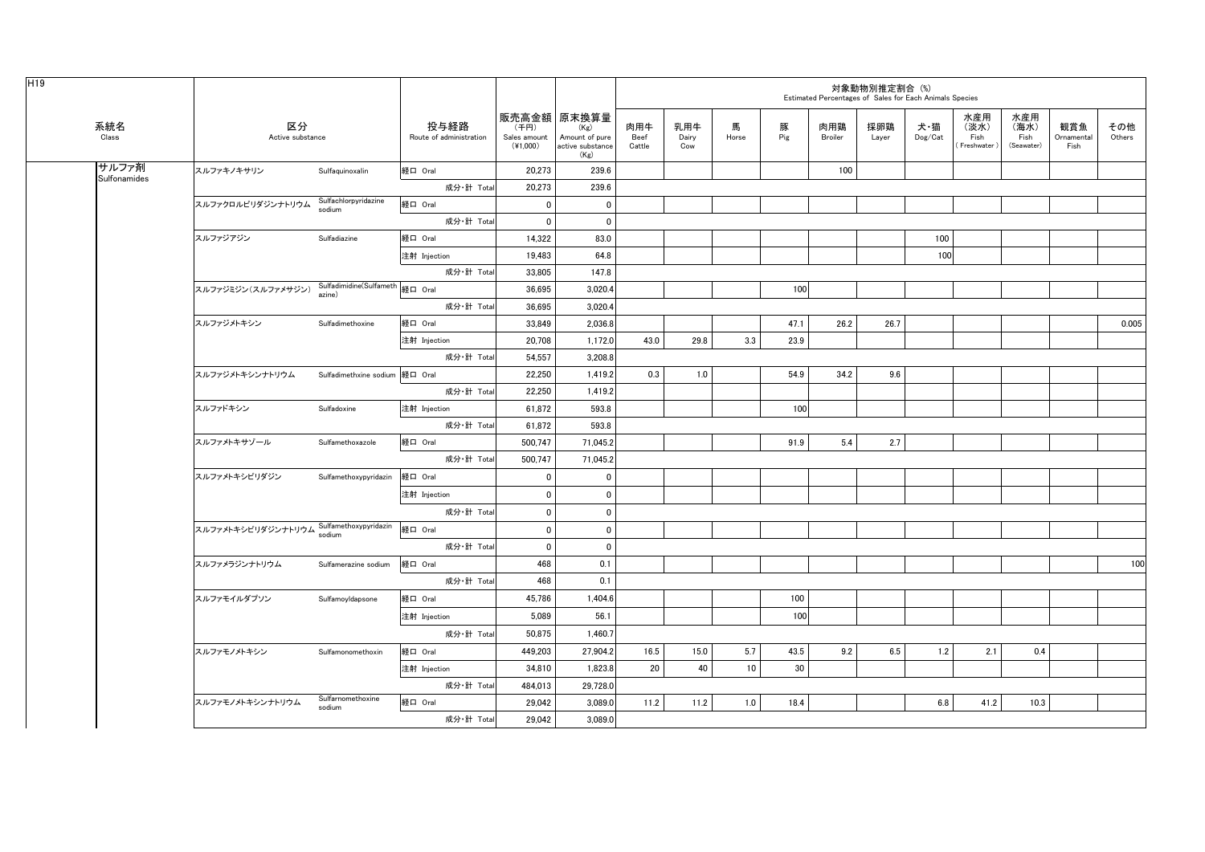H19

| 系統名 Class | 区分 Active substance | | 投与経路 Route of administration | 販売高金額 (千円) Sales amount (¥1,000) | 原末換算量 (Kg) Amount of pure active substance (Kg) | 対象動物別推定割合 (%) Estimated Percentages of Sales for Each Animals Species | | | | | | | | | | |
|---|---|---|---|---|---|---|---|---|---|---|---|---|---|---|---|---|
| | | | | | | 肉用牛 Beef Cattle | 乳用牛 Dairy Cow | 馬 Horse | 豚 Pig | 肉用鶏 Broiler | 採卵鶏 Layer | 犬・猫 Dog/Cat | 水産用(淡水) Fish (Freshwater) | 水産用(海水) Fish (Seawater) | 観賞魚 Ornamental Fish | その他 Others |
| サルファ剤 Sulfonamides | スルファキノキサリン | Sulfaquinoxalin | 経口 Oral | 20,273 | 239.6 | | | | | 100 | | | | | | |
| | | | 成分・計 Total | 20,273 | 239.6 | | | | | | | | | | | |
| | スルファクロルピリダジンナトリウム | Sulfachlorpyridazine sodium | 経口 Oral | 0 | 0 | | | | | | | | | | | |
| | | | 成分・計 Total | 0 | 0 | | | | | | | | | | | |
| | スルファジアジン | Sulfadiazine | 経口 Oral | 14,322 | 83.0 | | | | | | | 100 | | | | |
| | | | 注射 Injection | 19,483 | 64.8 | | | | | | | 100 | | | | |
| | | | 成分・計 Total | 33,805 | 147.8 | | | | | | | | | | | |
| | スルファジミジン(スルファメサジン) | Sulfadimidine(Sulfamethazine) | 経口 Oral | 36,695 | 3,020.4 | | | | 100 | | | | | | | |
| | | | 成分・計 Total | 36,695 | 3,020.4 | | | | | | | | | | | |
| | スルファジメトキシン | Sulfadimethoxine | 経口 Oral | 33,849 | 2,036.8 | | | | 47.1 | 26.2 | 26.7 | | | | | 0.005 |
| | | | 注射 Injection | 20,708 | 1,172.0 | 43.0 | 29.8 | 3.3 | 23.9 | | | | | | | |
| | | | 成分・計 Total | 54,557 | 3,208.8 | | | | | | | | | | | |
| | スルファジメトキシンナトリウム | Sulfadimethxine sodium | 経口 Oral | 22,250 | 1,419.2 | 0.3 | 1.0 | | 54.9 | 34.2 | 9.6 | | | | | |
| | | | 成分・計 Total | 22,250 | 1,419.2 | | | | | | | | | | | |
| | スルファドキシン | Sulfadoxine | 注射 Injection | 61,872 | 593.8 | | | | 100 | | | | | | | |
| | | | 成分・計 Total | 61,872 | 593.8 | | | | | | | | | | | |
| | スルファメトキサゾール | Sulfamethoxazole | 経口 Oral | 500,747 | 71,045.2 | | | | 91.9 | 5.4 | 2.7 | | | | | |
| | | | 成分・計 Total | 500,747 | 71,045.2 | | | | | | | | | | | |
| | スルファメトキシピリダジン | Sulfamethoxypyridazin | 経口 Oral | 0 | 0 | | | | | | | | | | | |
| | | | 注射 Injection | 0 | 0 | | | | | | | | | | | |
| | | | 成分・計 Total | 0 | 0 | | | | | | | | | | | |
| | スルファメトキシピリダジンナトリウム | Sulfamethoxypyridazin sodium | 経口 Oral | 0 | 0 | | | | | | | | | | | |
| | | | 成分・計 Total | 0 | 0 | | | | | | | | | | | |
| | スルファメラジンナトリウム | Sulfamerazine sodium | 経口 Oral | 468 | 0.1 | | | | | | | | | | | 100 |
| | | | 成分・計 Total | 468 | 0.1 | | | | | | | | | | | |
| | スルファモイルダプソン | Sulfamoyldapsone | 経口 Oral | 45,786 | 1,404.6 | | | | 100 | | | | | | | |
| | | | 注射 Injection | 5,089 | 56.1 | | | | 100 | | | | | | | |
| | | | 成分・計 Total | 50,875 | 1,460.7 | | | | | | | | | | | |
| | スルファモノメトキシン | Sulfamonomethoxin | 経口 Oral | 449,203 | 27,904.2 | 16.5 | 15.0 | 5.7 | 43.5 | 9.2 | 6.5 | 1.2 | 2.1 | 0.4 | | |
| | | | 注射 Injection | 34,810 | 1,823.8 | 20 | 40 | 10 | 30 | | | | | | | |
| | | | 成分・計 Total | 484,013 | 29,728.0 | | | | | | | | | | | |
| | スルファモノメトキシンナトリウム | Sulfamomethoxine sodium | 経口 Oral | 29,042 | 3,089.0 | 11.2 | 11.2 | 1.0 | 18.4 | | | 6.8 | 41.2 | 10.3 | | |
| | | | 成分・計 Total | 29,042 | 3,089.0 | | | | | | | | | | | |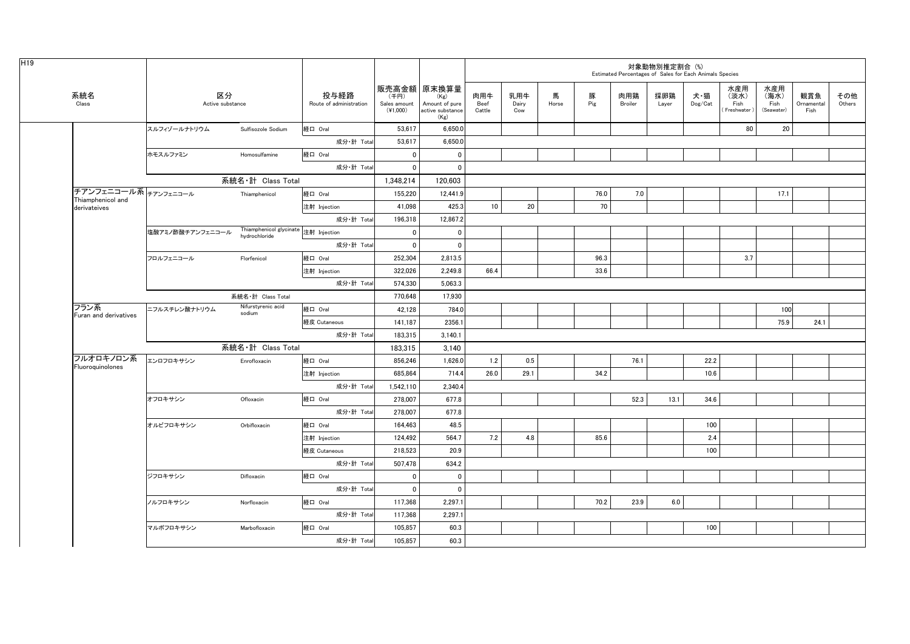H19

| 系統名 Class | 区分 Active substance | | 投与経路 Route of administration | 販売高金額 (千円) Sales amount (¥1,000) | 原末換算量 (Kg) Amount of pure active substance (Kg) | 対象動物別推定割合 (%) Estimated Percentages of Sales for Each Animals Species | | | | | | | | | | |
|---|---|---|---|---|---|---|---|---|---|---|---|---|---|---|---|---|
| | | | | | | 肉用牛 Beef Cattle | 乳用牛 Dairy Cow | 馬 Horse | 豚 Pig | 肉用鶏 Broiler | 採卵鶏 Layer | 犬・猫 Dog/Cat | 水産用 (淡水) Fish (Freshwater) | 水産用 (海水) Fish (Seawater) | 観賞魚 Ornamental Fish | その他 Others |
| | スルフィゾールナトリウム | Sulfisozole Sodium | 経口 Oral | 53,617 | 6,650.0 | | | | | | | | 80 | 20 | | |
| | | | 成分・計 Total | 53,617 | 6,650.0 | | | | | | | | | | | |
| | ホモスルファミン | Homosulfamine | 経口 Oral | 0 | 0 | | | | | | | | | | | |
| | | | 成分・計 Total | 0 | 0 | | | | | | | | | | | |
| | | 系統名・計 Class Total | | 1,348,214 | 120,603 | | | | | | | | | | | |
| チアンフェニコール系 Thiamphenicol and derivateives | チアンフェニコール | Thiamphenicol | 経口 Oral | 155,220 | 12,441.9 | | | | 76.0 | 7.0 | | | | 17.1 | | |
| | | | 注射 Injection | 41,098 | 425.3 | 10 | 20 | | 70 | | | | | | | |
| | | | 成分・計 Total | 196,318 | 12,867.2 | | | | | | | | | | | |
| | 塩酸アミノ酢酸チアンフェニコール | Thiamphenicol glycinate hydrochloride | 注射 Injection | 0 | 0 | | | | | | | | | | | |
| | | | 成分・計 Total | 0 | 0 | | | | | | | | | | | |
| | フロルフェニコール | Florfenicol | 経口 Oral | 252,304 | 2,813.5 | | | | 96.3 | | | | 3.7 | | | |
| | | | 注射 Injection | 322,026 | 2,249.8 | 66.4 | | | 33.6 | | | | | | | |
| | | | 成分・計 Total | 574,330 | 5,063.3 | | | | | | | | | | | |
| | | 系統名・計 Class Total | | 770,648 | 17,930 | | | | | | | | | | | |
| フラン系 Furan and derivatives | ニフルスチレン酸ナトリウム | Nifurstyrenic acid sodium | 経口 Oral | 42,128 | 784.0 | | | | | | | | | 100 | | |
| | | | 経皮 Cutaneous | 141,187 | 2356.1 | | | | | | | | | 75.9 | 24.1 | |
| | | | 成分・計 Total | 183,315 | 3,140.1 | | | | | | | | | | | |
| | | 系統名・計 Class Total | | 183,315 | 3,140 | | | | | | | | | | | |
| フルオロキノロン系 Fluoroquinolones | エンロフロキサシン | Enrofloxacin | 経口 Oral | 856,246 | 1,626.0 | 1.2 | 0.5 | | | 76.1 | | 22.2 | | | | |
| | | | 注射 Injection | 685,864 | 714.4 | 26.0 | 29.1 | | 34.2 | | | 10.6 | | | | |
| | | | 成分・計 Total | 1,542,110 | 2,340.4 | | | | | | | | | | | |
| | オフロキサシン | Ofloxacin | 経口 Oral | 278,007 | 677.8 | | | | | 52.3 | 13.1 | 34.6 | | | | |
| | | | 成分・計 Total | 278,007 | 677.8 | | | | | | | | | | | |
| | オルビフロキサシン | Orbifloxacin | 経口 Oral | 164,463 | 48.5 | | | | | | | 100 | | | | |
| | | | 注射 Injection | 124,492 | 564.7 | 7.2 | 4.8 | | 85.6 | | | 2.4 | | | | |
| | | | 経皮 Cutaneous | 218,523 | 20.9 | | | | | | | 100 | | | | |
| | | | 成分・計 Total | 507,478 | 634.2 | | | | | | | | | | | |
| | ジフロキサシン | Difloxacin | 経口 Oral | 0 | 0 | | | | | | | | | | | |
| | | | 成分・計 Total | 0 | 0 | | | | | | | | | | | |
| | ノルフロキサシン | Norfloxacin | 経口 Oral | 117,368 | 2,297.1 | | | | 70.2 | 23.9 | 6.0 | | | | | |
| | | | 成分・計 Total | 117,368 | 2,297.1 | | | | | | | | | | | |
| | マルボフロキサシン | Marbofloxacin | 経口 Oral | 105,857 | 60.3 | | | | | | | 100 | | | | |
| | | | 成分・計 Total | 105,857 | 60.3 | | | | | | | | | | | |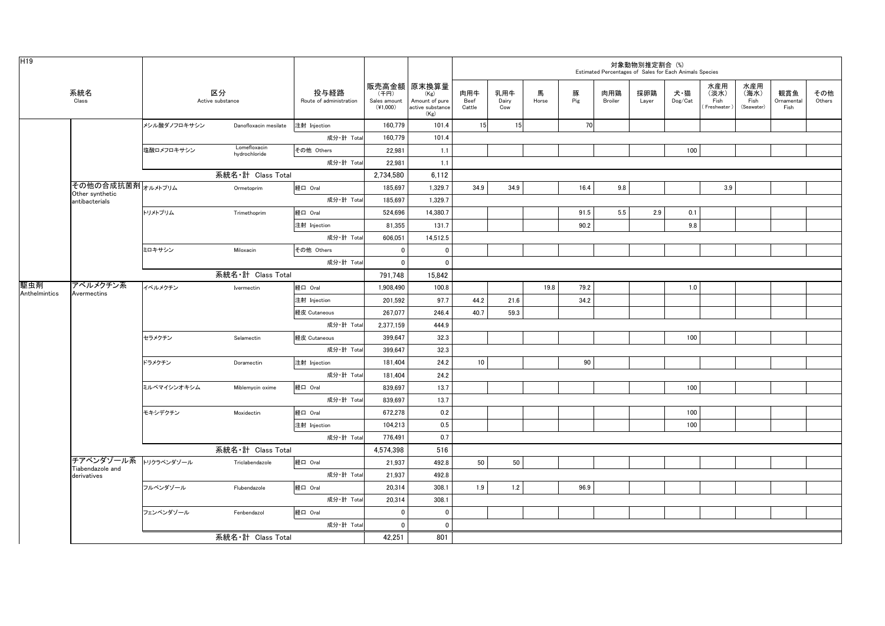H19

| 系統名 Class | | 区分 Active substance | | 投与経路 Route of administration | 販売高金額 (千円) Sales amount (¥1,000) | 原末換算量 (Kg) Amount of pure active substance (Kg) | 対象動物別推定割合 (%) Estimated Percentages of Sales for Each Animals Species | | | | | | | | | | |
|---|---|---|---|---|---|---|---|---|---|---|---|---|---|---|---|---|---|
| | | | | | | | 肉用牛 Beef Cattle | 乳用牛 Dairy Cow | 馬 Horse | 豚 Pig | 肉用鶏 Broiler | 採卵鶏 Layer | 犬・猫 Dog/Cat | 水産用（淡水）Fish (Freshwater) | 水産用（海水）Fish (Seawater) | 観賞魚 Ornamental Fish | その他 Others |
| | | メシル酸ダノフロキサシン | Danofloxacin mesilate | 注射 Injection | 160,779 | 101.4 | 15 | 15 | | 70 | | | | | | | |
| | | | | 成分・計 Total | 160,779 | 101.4 | | | | | | | | | | | |
| | | 塩酸ロメフロキサシン | Lomefloxacin hydrochloride | その他 Others | 22,981 | 1.1 | | | | | | | 100 | | | | |
| | | | | 成分・計 Total | 22,981 | 1.1 | | | | | | | | | | | |
| | | 系統名・計 Class Total | | | 2,734,580 | 6,112 | | | | | | | | | | | |
| | その他の合成抗菌剤 Other synthetic antibacterials | オルメトプリム | Ormetoprim | 経口 Oral | 185,697 | 1,329.7 | 34.9 | 34.9 | | 16.4 | 9.8 | | | 3.9 | | | |
| | | | | 成分・計 Total | 185,697 | 1,329.7 | | | | | | | | | | | |
| | | トリメトプリム | Trimethoprim | 経口 Oral | 524,696 | 14,380.7 | | | | 91.5 | 5.5 | 2.9 | 0.1 | | | | |
| | | | | 注射 Injection | 81,355 | 131.7 | | | | 90.2 | | | 9.8 | | | | |
| | | | | 成分・計 Total | 606,051 | 14,512.5 | | | | | | | | | | | |
| | | ミロキサシン | Miloxacin | その他 Others | 0 | 0 | | | | | | | | | | | |
| | | | | 成分・計 Total | 0 | 0 | | | | | | | | | | | |
| | | 系統名・計 Class Total | | | 791,748 | 15,842 | | | | | | | | | | | |
| 駆虫剤 Anthelmintics | アベルメクチン系 Avermectins | イベルメクチン | Ivermectin | 経口 Oral | 1,908,490 | 100.8 | | | 19.8 | 79.2 | | | 1.0 | | | | |
| | | | | 注射 Injection | 201,592 | 97.7 | 44.2 | 21.6 | | 34.2 | | | | | | | |
| | | | | 経皮 Cutaneous | 267,077 | 246.4 | 40.7 | 59.3 | | | | | | | | | |
| | | | | 成分・計 Total | 2,377,159 | 444.9 | | | | | | | | | | | |
| | | セラメクチン | Selamectin | 経皮 Cutaneous | 399,647 | 32.3 | | | | | | | 100 | | | | |
| | | | | 成分・計 Total | 399,647 | 32.3 | | | | | | | | | | | |
| | | ドラメクチン | Doramectin | 注射 Injection | 181,404 | 24.2 | 10 | | | 90 | | | | | | | |
| | | | | 成分・計 Total | 181,404 | 24.2 | | | | | | | | | | | |
| | | ミルベマイシンオキシム | Miblemycin oxime | 経口 Oral | 839,697 | 13.7 | | | | | | | 100 | | | | |
| | | | | 成分・計 Total | 839,697 | 13.7 | | | | | | | | | | | |
| | | モキシデクチン | Moxidectin | 経口 Oral | 672,278 | 0.2 | | | | | | | 100 | | | | |
| | | | | 注射 Injection | 104,213 | 0.5 | | | | | | | 100 | | | | |
| | | | | 成分・計 Total | 776,491 | 0.7 | | | | | | | | | | | |
| | | 系統名・計 Class Total | | | 4,574,398 | 516 | | | | | | | | | | | |
| | チアベンダゾール系 Tiabendazole and derivatives | トリクラベンダゾール | Triclabendazole | 経口 Oral | 21,937 | 492.8 | 50 | 50 | | | | | | | | | |
| | | | | 成分・計 Total | 21,937 | 492.8 | | | | | | | | | | | |
| | | フルベンダゾール | Flubendazole | 経口 Oral | 20,314 | 308.1 | 1.9 | 1.2 | | 96.9 | | | | | | | |
| | | | | 成分・計 Total | 20,314 | 308.1 | | | | | | | | | | | |
| | | フェンベンダゾール | Fenbendazol | 経口 Oral | 0 | 0 | | | | | | | | | | | |
| | | | | 成分・計 Total | 0 | 0 | | | | | | | | | | | |
| | | 系統名・計 Class Total | | | 42,251 | 801 | | | | | | | | | | | |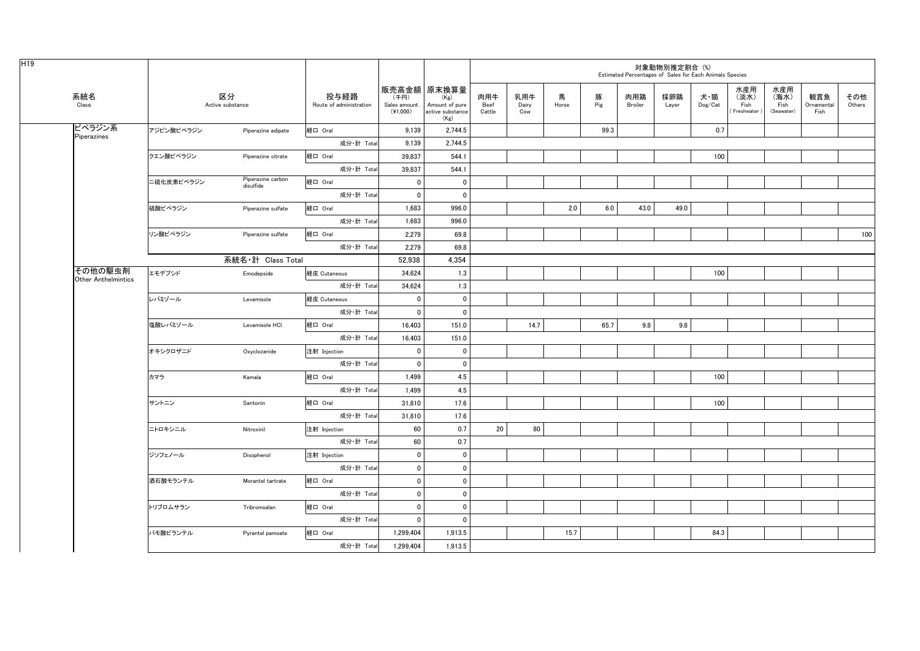H19

| 系統名 Class | 区分 Active substance | | 投与経路 Route of administration | 販売高金額 (千円) Sales amount (¥1,000) | 原末換算量 (Kg) Amount of pure active substance (Kg) | 対象動物別推定割合 (%) Estimated Percentages of Sales for Each Animals Species | | | | | | | | | | |
|---|---|---|---|---|---|---|---|---|---|---|---|---|---|---|---|---|
| | | | | | | 肉用牛 Beef Cattle | 乳用牛 Dairy Cow | 馬 Horse | 豚 Pig | 肉用鶏 Broiler | 採卵鶏 Layer | 犬・猫 Dog/Cat | 水産用(淡水) Fish (Freshwater) | 水産用(海水) Fish (Seawater) | 観賞魚 Ornamental Fish | その他 Others |
| ピペラジン系 Piperazines | アジピン酸ピペラジン | Piperazine adipate | 経口 Oral | 9,139 | 2,744.5 | | | | 99.3 | | | 0.7 | | | | |
| | | | 成分・計 Total | 9,139 | 2,744.5 | | | | | | | | | | | |
| | クエン酸ピペラジン | Piperazine citrate | 経口 Oral | 39,837 | 544.1 | | | | | | | 100 | | | | |
| | | | 成分・計 Total | 39,837 | 544.1 | | | | | | | | | | | |
| | 二硫化炭素ピペラジン | Piperazine carbon disulfide | 経口 Oral | 0 | 0 | | | | | | | | | | | |
| | | | 成分・計 Total | 0 | 0 | | | | | | | | | | | |
| | 硫酸ピペラジン | Piperazine sulfate | 経口 Oral | 1,683 | 996.0 | | | 2.0 | 6.0 | 43.0 | 49.0 | | | | | |
| | | | 成分・計 Total | 1,683 | 996.0 | | | | | | | | | | | |
| | リン酸ピペラジン | Piperazine sulfate | 経口 Oral | 2,279 | 69.8 | | | | | | | | | | | 100 |
| | | | 成分・計 Total | 2,279 | 69.8 | | | | | | | | | | | |
| | 系統名・計 Class Total | | | 52,938 | 4,354 | | | | | | | | | | | |
| その他の駆虫剤 Other Anthelmintics | エモデプシド | Emodepside | 経皮 Cutaneous | 34,624 | 1.3 | | | | | | | 100 | | | | |
| | | | 成分・計 Total | 34,624 | 1.3 | | | | | | | | | | | |
| | レバミゾール | Levamisole | 経皮 Cutaneous | 0 | 0 | | | | | | | | | | | |
| | | | 成分・計 Total | 0 | 0 | | | | | | | | | | | |
| | 塩酸レバミゾール | Levamisole HCl | 経口 Oral | 16,403 | 151.0 | | 14.7 | | 65.7 | 9.8 | 9.8 | | | | | |
| | | | 成分・計 Total | 16,403 | 151.0 | | | | | | | | | | | |
| | オキシクロザニド | Oxyclozanide | 注射 Injection | 0 | 0 | | | | | | | | | | | |
| | | | 成分・計 Total | 0 | 0 | | | | | | | | | | | |
| | カマラ | Kamala | 経口 Oral | 1,499 | 4.5 | | | | | | | 100 | | | | |
| | | | 成分・計 Total | 1,499 | 4.5 | | | | | | | | | | | |
| | サントニン | Santonin | 経口 Oral | 31,810 | 17.6 | | | | | | | 100 | | | | |
| | | | 成分・計 Total | 31,810 | 17.6 | | | | | | | | | | | |
| | ニトロキシニル | Nitroxinil | 注射 Injection | 60 | 0.7 | 20 | 80 | | | | | | | | | |
| | | | 成分・計 Total | 60 | 0.7 | | | | | | | | | | | |
| | ジソフェノール | Disophenol | 注射 Injection | 0 | 0 | | | | | | | | | | | |
| | | | 成分・計 Total | 0 | 0 | | | | | | | | | | | |
| | 酒石酸モランテル | Morantel tartrate | 経口 Oral | 0 | 0 | | | | | | | | | | | |
| | | | 成分・計 Total | 0 | 0 | | | | | | | | | | | |
| | トリブロムサラン | Tribromsalan | 経口 Oral | 0 | 0 | | | | | | | | | | | |
| | | | 成分・計 Total | 0 | 0 | | | | | | | | | | | |
| | パモ酸ピランテル | Pyrantel pamoate | 経口 Oral | 1,299,404 | 1,913.5 | | | 15.7 | | | | 84.3 | | | | |
| | | | 成分・計 Total | 1,299,404 | 1,913.5 | | | | | | | | | | | |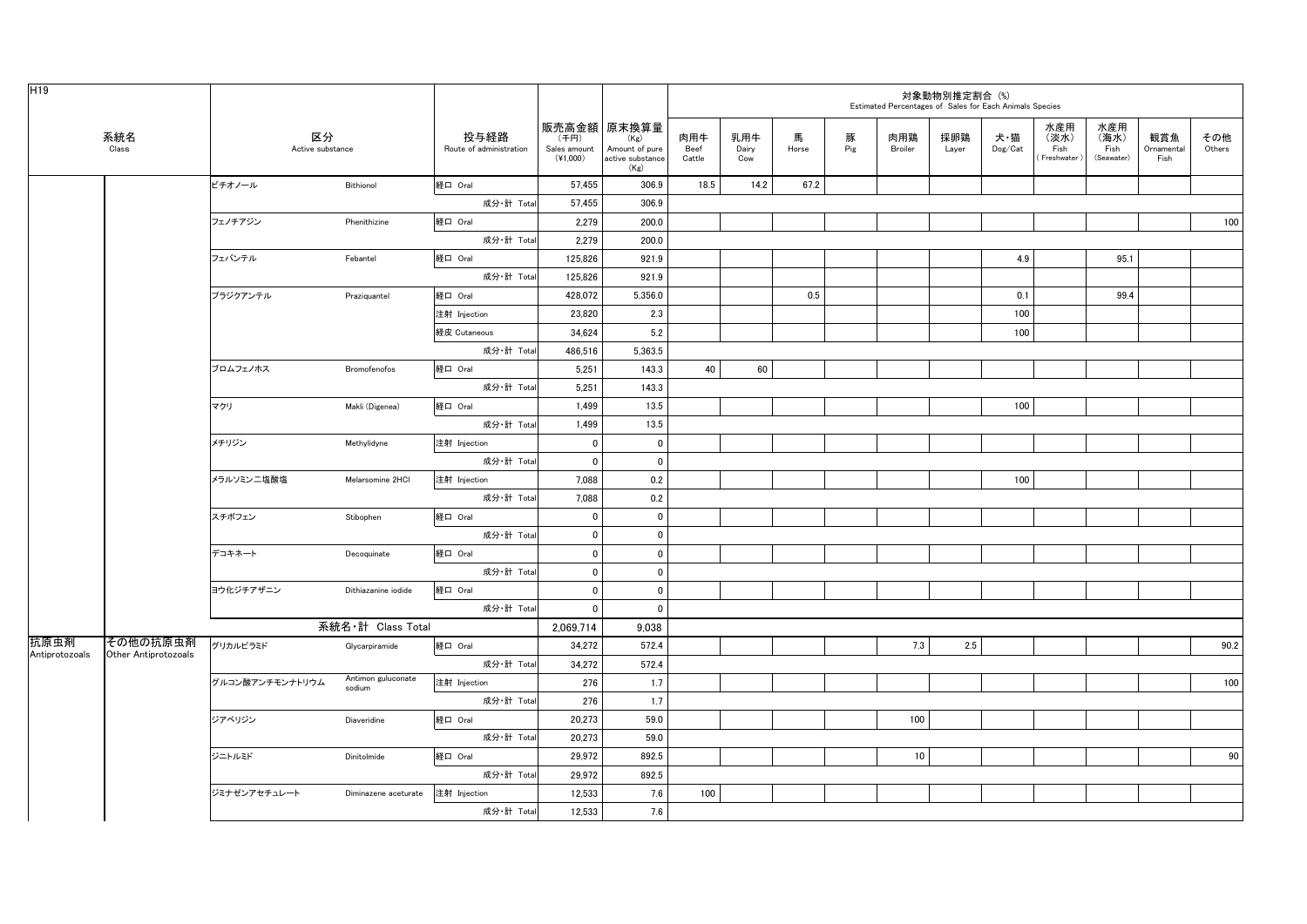H19

| 系統名 Class | | 区分 Active substance | | 投与経路 Route of administration | 販売高金額 (千円) Sales amount (¥1,000) | 原末換算量 (Kg) Amount of pure active substance (Kg) | 対象動物別推定割合 (%) Estimated Percentages of Sales for Each Animals Species | | | | | | | | | | | |
|---|---|---|---|---|---|---|---|---|---|---|---|---|---|---|---|---|---|
| | | | | | | | 肉用牛 Beef Cattle | 乳用牛 Dairy Cow | 馬 Horse | 豚 Pig | 肉用鶏 Broiler | 採卵鶏 Layer | 犬・猫 Dog/Cat | 水産用(淡水) Fish (Freshwater) | 水産用(海水) Fish (Seawater) | 観賞魚 Ornamental Fish | その他 Others |
| | | ビチオノール | Bithionol | 経口 Oral | 57,455 | 306.9 | 18.5 | 14.2 | 67.2 | | | | | | | | |
| | | | | 成分・計 Total | 57,455 | 306.9 | | | | | | | | | | | |
| | | フェノチアジン | Phenithizine | 経口 Oral | 2,279 | 200.0 | | | | | | | | | | | 100 |
| | | | | 成分・計 Total | 2,279 | 200.0 | | | | | | | | | | | |
| | | フェバンテル | Febantel | 経口 Oral | 125,826 | 921.9 | | | | | | | 4.9 | | 95.1 | | |
| | | | | 成分・計 Total | 125,826 | 921.9 | | | | | | | | | | | |
| | | プラジクアンテル | Praziquantel | 経口 Oral | 428,072 | 5,356.0 | | | 0.5 | | | | 0.1 | | 99.4 | | |
| | | | | 注射 Injection | 23,820 | 2.3 | | | | | | | 100 | | | | |
| | | | | 経皮 Cutaneous | 34,624 | 5.2 | | | | | | | 100 | | | | |
| | | | | 成分・計 Total | 486,516 | 5,363.5 | | | | | | | | | | | |
| | | ブロムフェノホス | Bromofenofos | 経口 Oral | 5,251 | 143.3 | 40 | 60 | | | | | | | | | |
| | | | | 成分・計 Total | 5,251 | 143.3 | | | | | | | | | | | |
| | | マクリ | Makli (Digenea) | 経口 Oral | 1,499 | 13.5 | | | | | | | 100 | | | | |
| | | | | 成分・計 Total | 1,499 | 13.5 | | | | | | | | | | | |
| | | メチリジン | Methylidyne | 注射 Injection | 0 | 0 | | | | | | | | | | | |
| | | | | 成分・計 Total | 0 | 0 | | | | | | | | | | | |
| | | メラルソミン二塩酸塩 | Melarsomine 2HCl | 注射 Injection | 7,088 | 0.2 | | | | | | | 100 | | | | |
| | | | | 成分・計 Total | 7,088 | 0.2 | | | | | | | | | | | |
| | | スチボフェン | Stibophen | 経口 Oral | 0 | 0 | | | | | | | | | | | |
| | | | | 成分・計 Total | 0 | 0 | | | | | | | | | | | |
| | | デコキネート | Decoquinate | 経口 Oral | 0 | 0 | | | | | | | | | | | |
| | | | | 成分・計 Total | 0 | 0 | | | | | | | | | | | |
| | | ヨウ化ジチアザニン | Dithiazanine iodide | 経口 Oral | 0 | 0 | | | | | | | | | | | |
| | | | | 成分・計 Total | 0 | 0 | | | | | | | | | | | |
| | | 系統名・計 Class Total | | | 2,069,714 | 9,038 | | | | | | | | | | | |
| 抗原虫剤 Antiprotozoals | その他の抗原虫剤 Other Antiprotozoals | グリカルピラミド | Glycarpiramide | 経口 Oral | 34,272 | 572.4 | | | | | 7.3 | 2.5 | | | | | 90.2 |
| | | | | 成分・計 Total | 34,272 | 572.4 | | | | | | | | | | | |
| | | グルコン酸アンチモンナトリウム | Antimon guluconate sodium | 注射 Injection | 276 | 1.7 | | | | | | | | | | | 100 |
| | | | | 成分・計 Total | 276 | 1.7 | | | | | | | | | | | |
| | | ジアベリジン | Diaveridine | 経口 Oral | 20,273 | 59.0 | | | | | 100 | | | | | | |
| | | | | 成分・計 Total | 20,273 | 59.0 | | | | | | | | | | | |
| | | ジニトルミド | Dinitolmide | 経口 Oral | 29,972 | 892.5 | | | | | 10 | | | | | | 90 |
| | | | | 成分・計 Total | 29,972 | 892.5 | | | | | | | | | | | |
| | | ジミナゼンアセチュレート | Diminazene aceturate | 注射 Injection | 12,533 | 7.6 | 100 | | | | | | | | | | |
| | | | | 成分・計 Total | 12,533 | 7.6 | | | | | | | | | | | |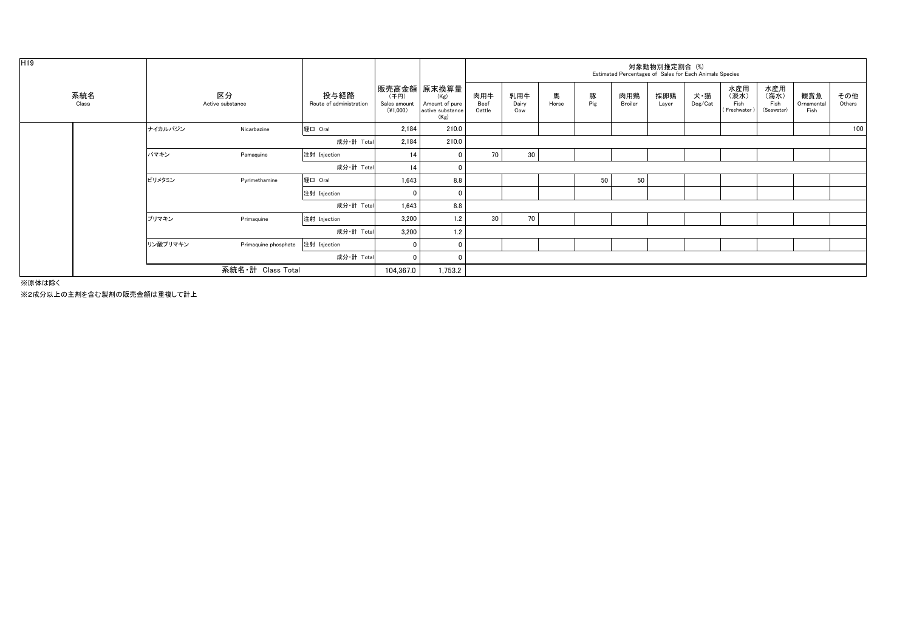| H19 系統名 Class | 区分 Active substance | | 投与経路 Route of administration | 販売高金額 (千円) Sales amount (¥1,000) | 原末換算量 (Kg) Amount of pure active substance (Kg) | 対象動物別推定割合 (%) Estimated Percentages of Sales for Each Animals Species | | | | | | | | | | |
|---|---|---|---|---|---|---|---|---|---|---|---|---|---|---|---|---|
| | | | | | | 肉用牛 Beef Cattle | 乳用牛 Dairy Cow | 馬 Horse | 豚 Pig | 肉用鶏 Broiler | 採卵鶏 Layer | 犬・猫 Dog/Cat | 水産用 (淡水) Fish (Freshwater) | 水産用 (海水) Fish (Seawater) | 観賞魚 Ornamental Fish | その他 Others |
| | ナイカルバジン | Nicarbazine | 経口 Oral | 2,184 | 210.0 | | | | | | | | | | | 100 |
| | | | 成分・計 Total | 2,184 | 210.0 | | | | | | | | | | | |
| | パマキン | Pamaquine | 注射 Injection | 14 | 0 | 70 | 30 | | | | | | | | | |
| | | | 成分・計 Total | 14 | 0 | | | | | | | | | | | |
| | ピリメタミン | Pyrimethamine | 経口 Oral | 1,643 | 8.8 | | | | 50 | 50 | | | | | | |
| | | | 注射 Injection | 0 | 0 | | | | | | | | | | | |
| | | | 成分・計 Total | 1,643 | 8.8 | | | | | | | | | | | |
| | プリマキン | Primaquine | 注射 Injection | 3,200 | 1.2 | 30 | 70 | | | | | | | | | |
| | | | 成分・計 Total | 3,200 | 1.2 | | | | | | | | | | | |
| | リン酸プリマキン | Primaquine phosphate | 注射 Injection | 0 | 0 | | | | | | | | | | | |
| | | | 成分・計 Total | 0 | 0 | | | | | | | | | | | |
| | 系統名・計 Class Total | | | 104,367.0 | 1,753.2 | | | | | | | | | | | |

※原体は除く

※2成分以上の主剤を含む製剤の販売金額は重複して計上